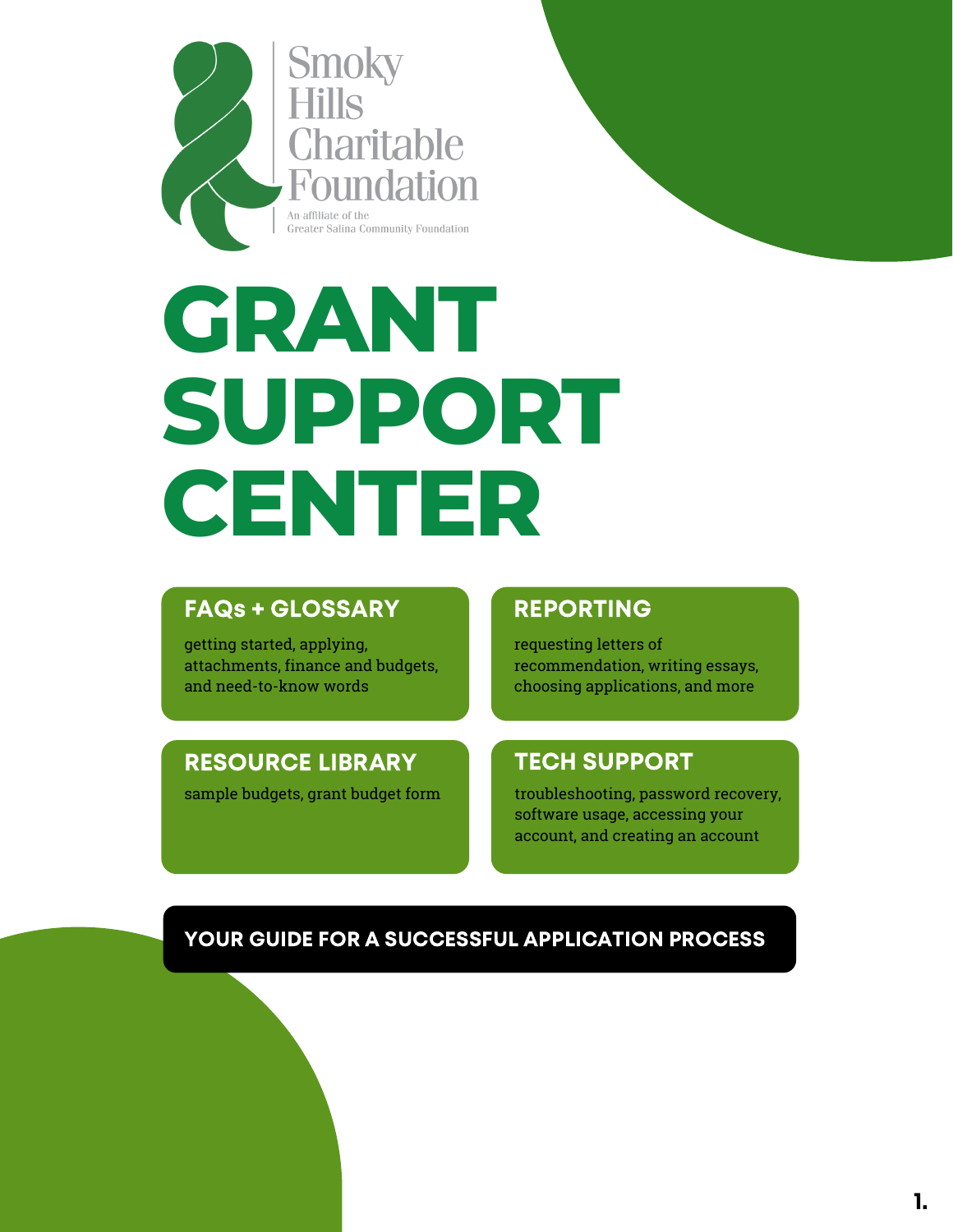Smoky Hills Charitable Foundation

An affiliate of the Greater Salina Community Foundation

# GRANT SUPPORT CENTER

## FAQs + GLOSSARY

getting started, applying, attachments, finance and budgets, and need-to-know words

## REPORTING

requesting letters of recommendation, writing essays, choosing applications, and more

## RESOURCE LIBRARY

sample budgets, grant budget form

## TECH SUPPORT

troubleshooting, password recovery, software usage, accessing your account, and creating an account

**YOUR GUIDE FOR A SUCCESSFUL APPLICATION PROCESS**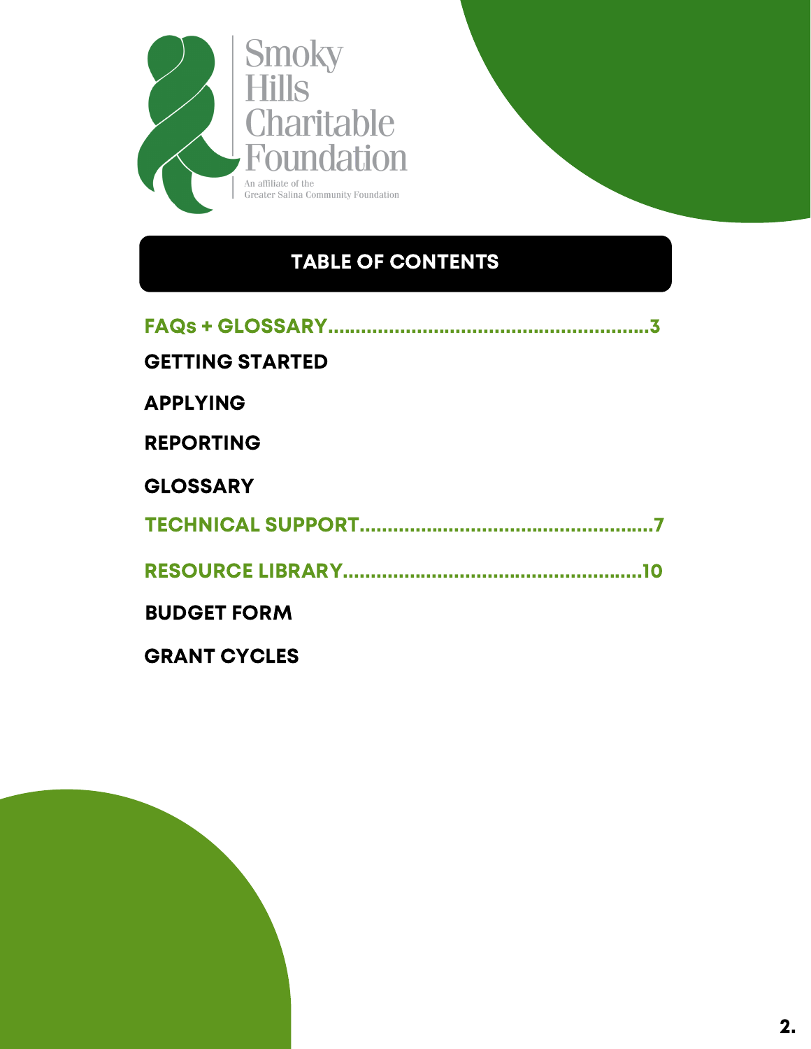Smoky Hills Charitable Foundation

An affiliate of the Greater Salina Community Foundation

## TABLE OF CONTENTS

**FAQs + GLOSSARY..........................................................3**

**GETTING STARTED**

**APPLYING**

**REPORTING**

**GLOSSARY**

**TECHNICAL SUPPORT....................................................7**

**RESOURCE LIBRARY....................................................10**

**BUDGET FORM**

**GRANT CYCLES**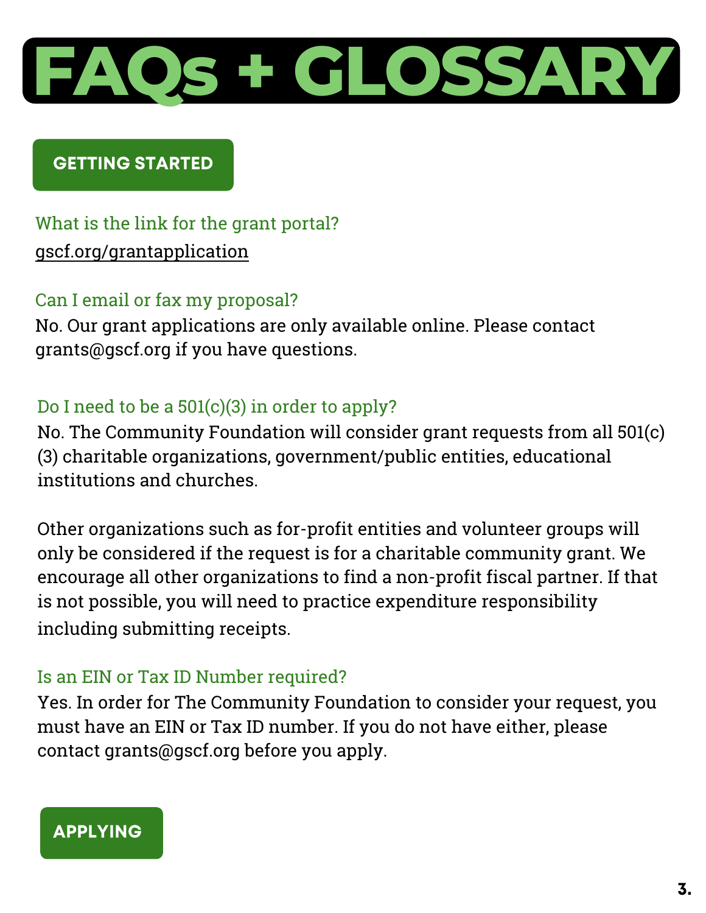# FAQs + GLOSSARY

## GETTING STARTED

### What is the link for the grant portal?

gscf.org/grantapplication

### Can I email or fax my proposal?

No. Our grant applications are only available online. Please contact grants@gscf.org if you have questions.

### Do I need to be a 501(c)(3) in order to apply?

No. The Community Foundation will consider grant requests from all 501(c)(3) charitable organizations, government/public entities, educational institutions and churches.

Other organizations such as for-profit entities and volunteer groups will only be considered if the request is for a charitable community grant. We encourage all other organizations to find a non-profit fiscal partner. If that is not possible, you will need to practice expenditure responsibility including submitting receipts.

### Is an EIN or Tax ID Number required?

Yes. In order for The Community Foundation to consider your request, you must have an EIN or Tax ID number. If you do not have either, please contact grants@gscf.org before you apply.

## APPLYING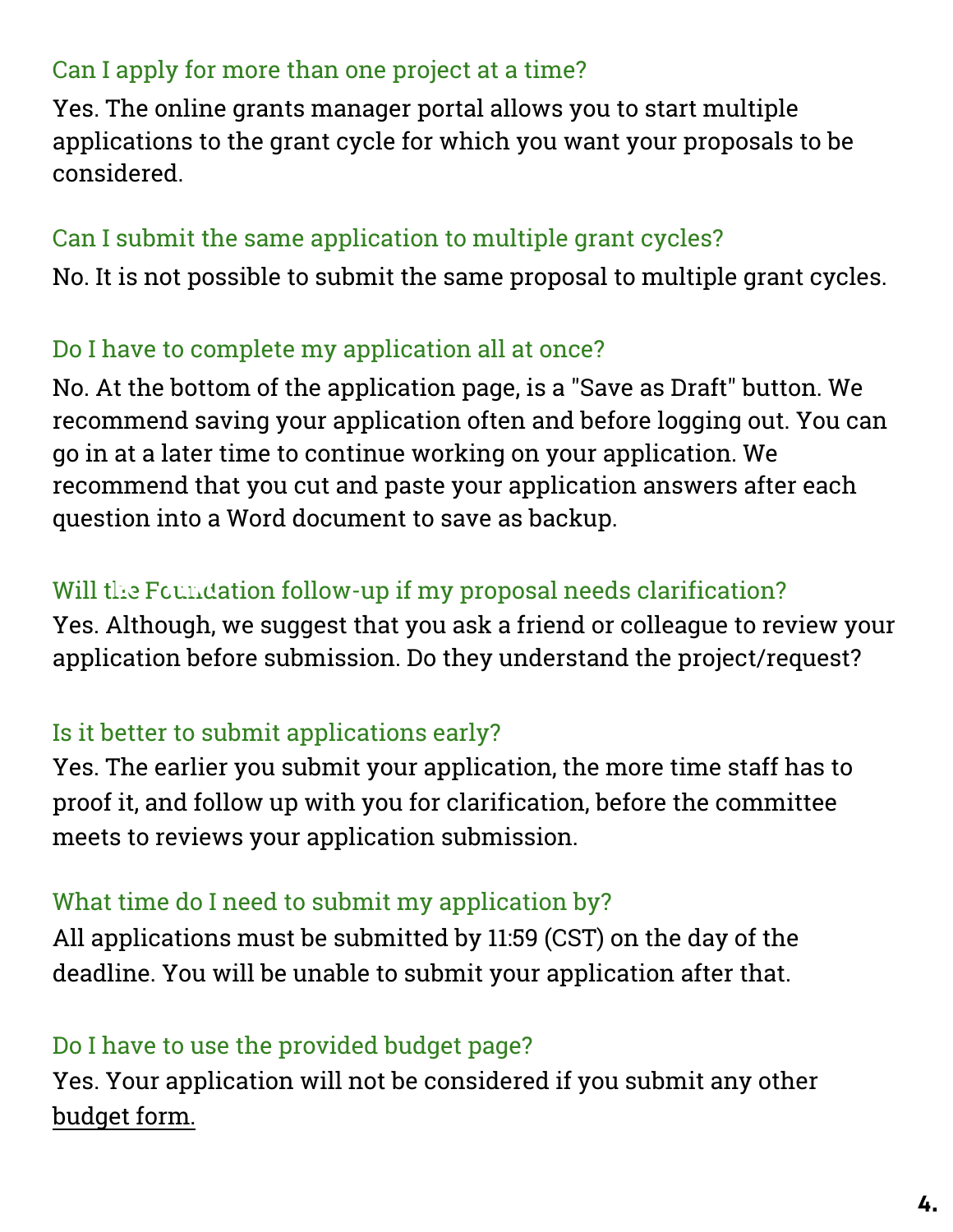### Can I apply for more than one project at a time?

Yes. The online grants manager portal allows you to start multiple applications to the grant cycle for which you want your proposals to be considered.

### Can I submit the same application to multiple grant cycles?

No. It is not possible to submit the same proposal to multiple grant cycles.

### Do I have to complete my application all at once?

No. At the bottom of the application page, is a "Save as Draft" button. We recommend saving your application often and before logging out. You can go in at a later time to continue working on your application. We recommend that you cut and paste your application answers after each question into a Word document to save as backup.

### Will the Foundation follow-up if my proposal needs clarification?

Yes. Although, we suggest that you ask a friend or colleague to review your application before submission. Do they understand the project/request?

### Is it better to submit applications early?

Yes. The earlier you submit your application, the more time staff has to proof it, and follow up with you for clarification, before the committee meets to reviews your application submission.

### What time do I need to submit my application by?

All applications must be submitted by 11:59 (CST) on the day of the deadline. You will be unable to submit your application after that.

### Do I have to use the provided budget page?

Yes. Your application will not be considered if you submit any other budget form.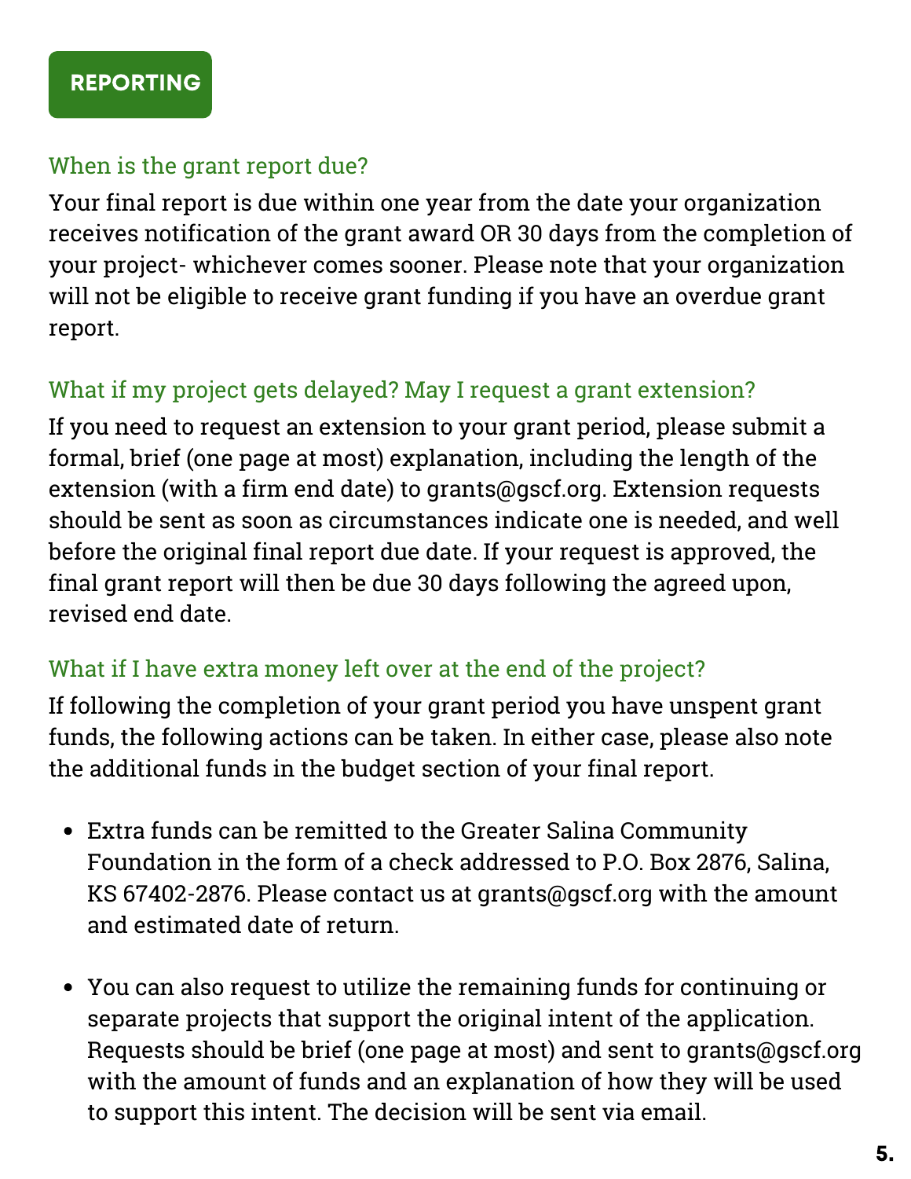## REPORTING

### When is the grant report due?

Your final report is due within one year from the date your organization receives notification of the grant award OR 30 days from the completion of your project- whichever comes sooner. Please note that your organization will not be eligible to receive grant funding if you have an overdue grant report.

### What if my project gets delayed? May I request a grant extension?

If you need to request an extension to your grant period, please submit a formal, brief (one page at most) explanation, including the length of the extension (with a firm end date) to grants@gscf.org. Extension requests should be sent as soon as circumstances indicate one is needed, and well before the original final report due date. If your request is approved, the final grant report will then be due 30 days following the agreed upon, revised end date.

### What if I have extra money left over at the end of the project?

If following the completion of your grant period you have unspent grant funds, the following actions can be taken. In either case, please also note the additional funds in the budget section of your final report.

- Extra funds can be remitted to the Greater Salina Community Foundation in the form of a check addressed to P.O. Box 2876, Salina, KS 67402-2876. Please contact us at grants@gscf.org with the amount and estimated date of return.

- You can also request to utilize the remaining funds for continuing or separate projects that support the original intent of the application. Requests should be brief (one page at most) and sent to grants@gscf.org with the amount of funds and an explanation of how they will be used to support this intent. The decision will be sent via email.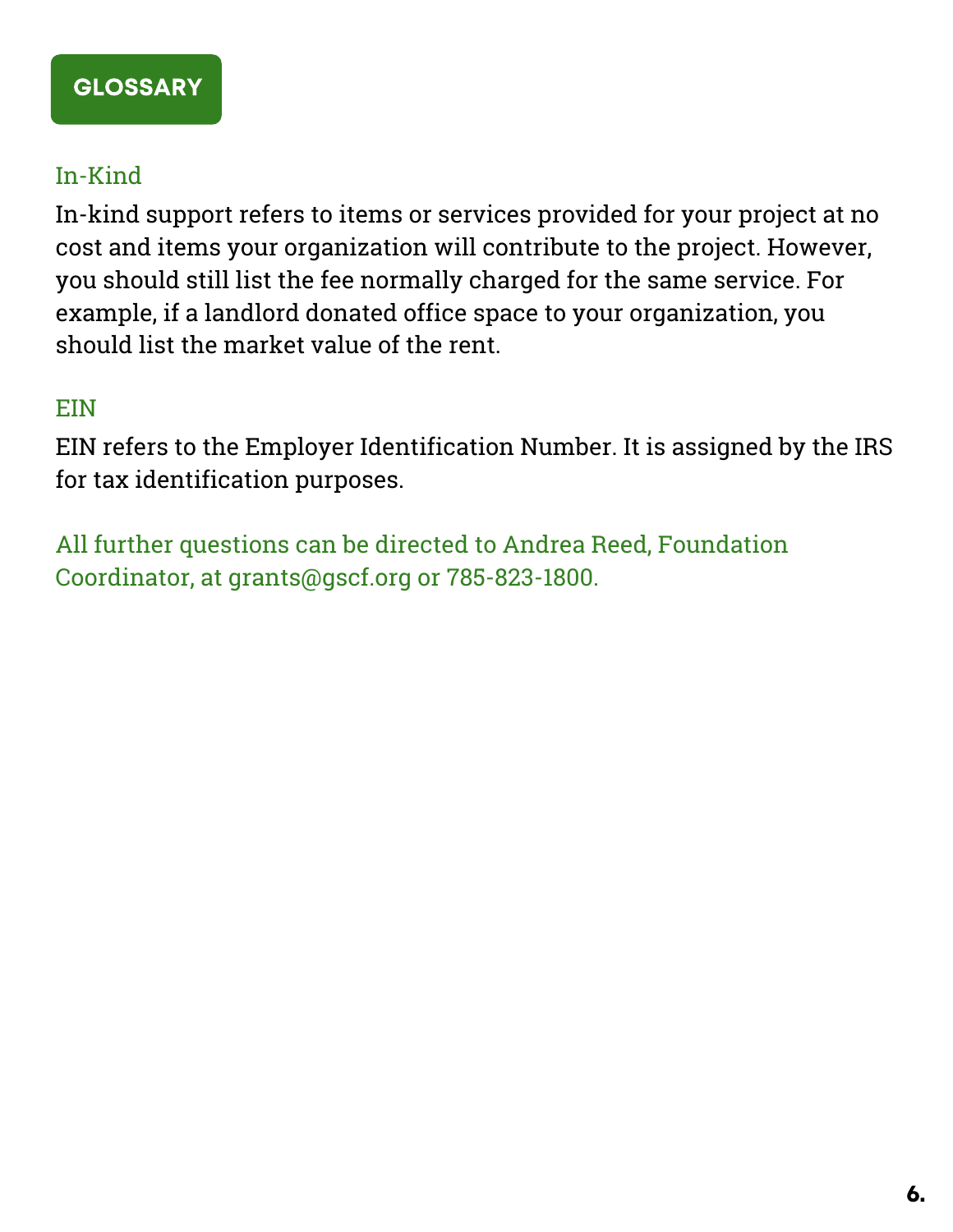## GLOSSARY

### In-Kind

In-kind support refers to items or services provided for your project at no cost and items your organization will contribute to the project. However, you should still list the fee normally charged for the same service. For example, if a landlord donated office space to your organization, you should list the market value of the rent.

### EIN

EIN refers to the Employer Identification Number. It is assigned by the IRS for tax identification purposes.

All further questions can be directed to Andrea Reed, Foundation Coordinator, at grants@gscf.org or 785-823-1800.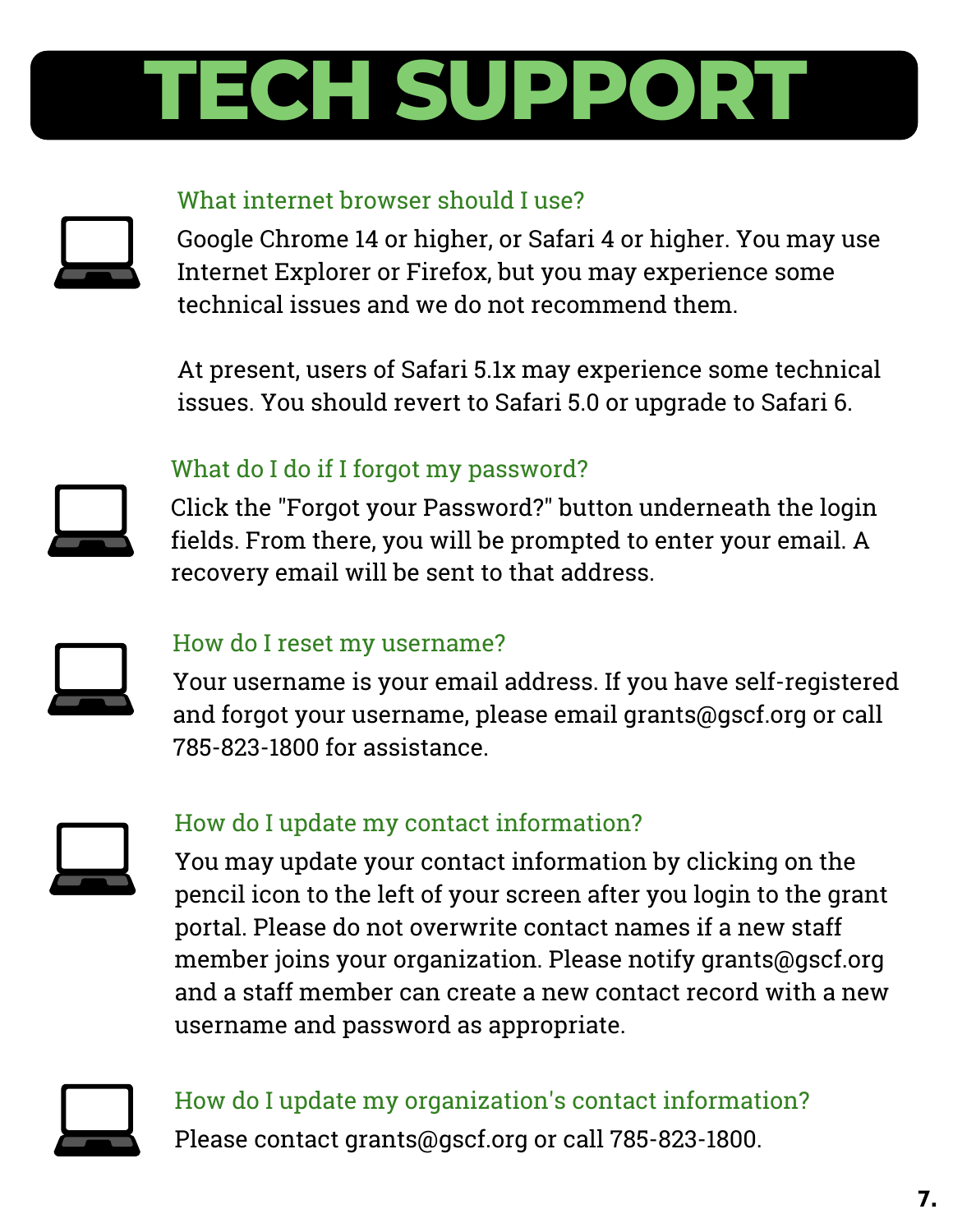# TECH SUPPORT

### What internet browser should I use?

Google Chrome 14 or higher, or Safari 4 or higher. You may use Internet Explorer or Firefox, but you may experience some technical issues and we do not recommend them.

At present, users of Safari 5.1x may experience some technical issues. You should revert to Safari 5.0 or upgrade to Safari 6.

### What do I do if I forgot my password?

Click the "Forgot your Password?" button underneath the login fields. From there, you will be prompted to enter your email. A recovery email will be sent to that address.

### How do I reset my username?

Your username is your email address. If you have self-registered and forgot your username, please email grants@gscf.org or call 785-823-1800 for assistance.

### How do I update my contact information?

You may update your contact information by clicking on the pencil icon to the left of your screen after you login to the grant portal. Please do not overwrite contact names if a new staff member joins your organization. Please notify grants@gscf.org and a staff member can create a new contact record with a new username and password as appropriate.

### How do I update my organization's contact information?

Please contact grants@gscf.org or call 785-823-1800.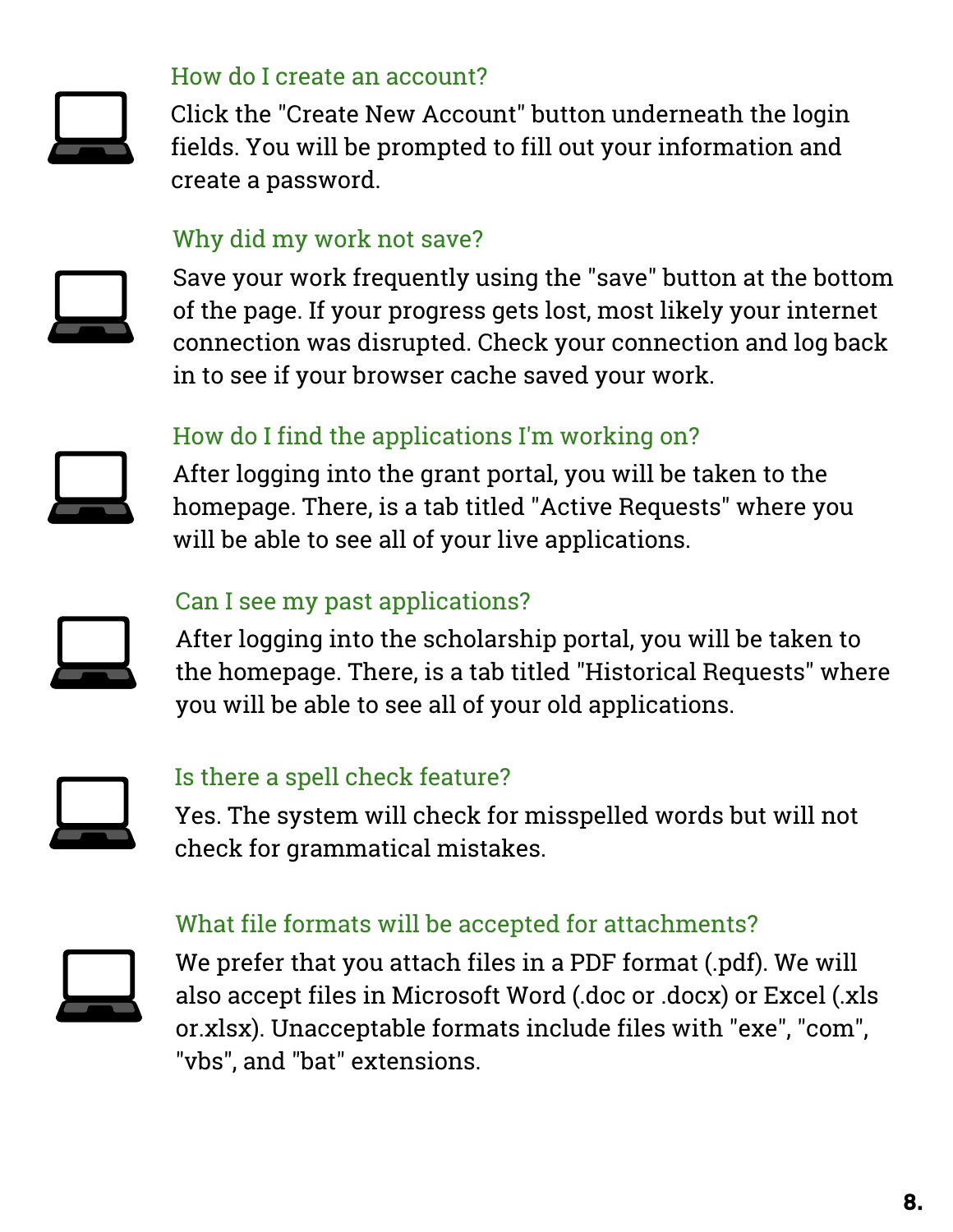### How do I create an account?

Click the "Create New Account" button underneath the login fields. You will be prompted to fill out your information and create a password.

### Why did my work not save?

Save your work frequently using the "save" button at the bottom of the page. If your progress gets lost, most likely your internet connection was disrupted. Check your connection and log back in to see if your browser cache saved your work.

### How do I find the applications I'm working on?

After logging into the grant portal, you will be taken to the homepage. There, is a tab titled "Active Requests" where you will be able to see all of your live applications.

### Can I see my past applications?

After logging into the scholarship portal, you will be taken to the homepage. There, is a tab titled "Historical Requests" where you will be able to see all of your old applications.

### Is there a spell check feature?

Yes. The system will check for misspelled words but will not check for grammatical mistakes.

### What file formats will be accepted for attachments?

We prefer that you attach files in a PDF format (.pdf). We will also accept files in Microsoft Word (.doc or .docx) or Excel (.xls or.xlsx). Unacceptable formats include files with "exe", "com", "vbs", and "bat" extensions.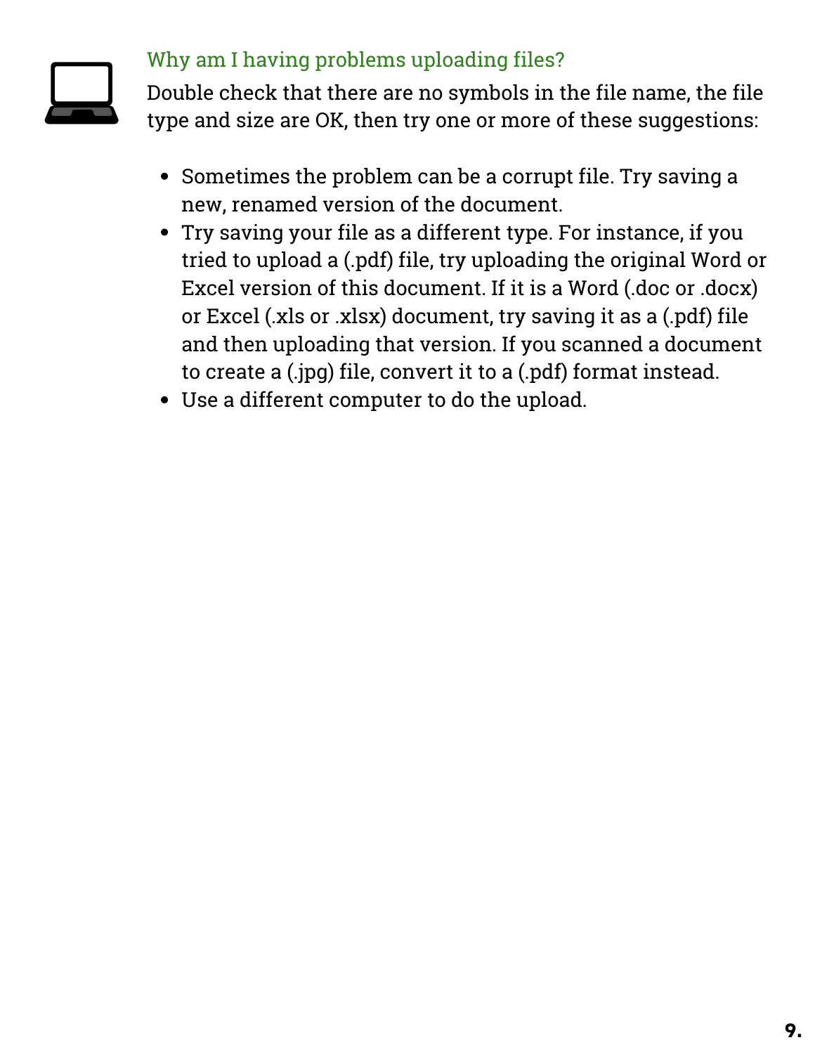### Why am I having problems uploading files?

Double check that there are no symbols in the file name, the file type and size are OK, then try one or more of these suggestions:

- Sometimes the problem can be a corrupt file. Try saving a new, renamed version of the document.
- Try saving your file as a different type. For instance, if you tried to upload a (.pdf) file, try uploading the original Word or Excel version of this document. If it is a Word (.doc or .docx) or Excel (.xls or .xlsx) document, try saving it as a (.pdf) file and then uploading that version. If you scanned a document to create a (.jpg) file, convert it to a (.pdf) format instead.
- Use a different computer to do the upload.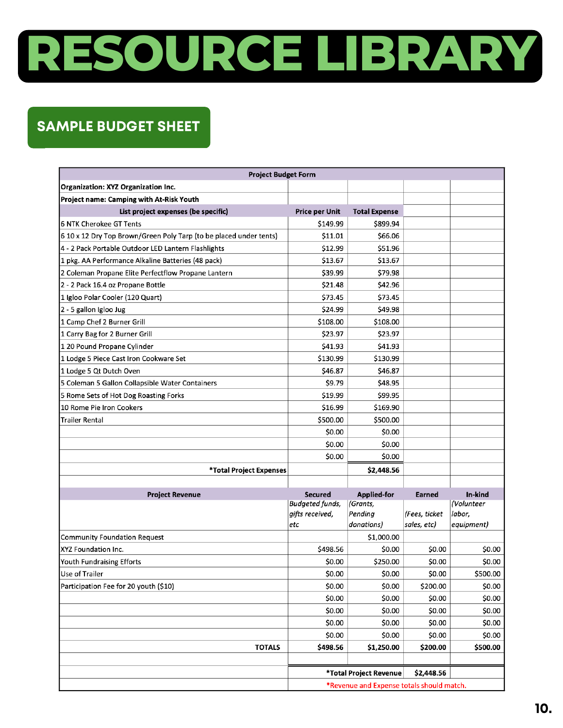# RESOURCE LIBRARY

## SAMPLE BUDGET SHEET

| Project Budget Form | | | | |
|---|---|---|---|---|
| **Organization: XYZ Organization Inc.** | | | | |
| **Project name: Camping with At-Risk Youth** | | | | |
| **List project expenses (be specific)** | **Price per Unit** | **Total Expense** | | |
| 6 NTK Cherokee GT Tents | $149.99 | $899.94 | | |
| 6 10 x 12 Dry Top Brown/Green Poly Tarp (to be placed under tents) | $11.01 | $66.06 | | |
| 4 - 2 Pack Portable Outdoor LED Lantern Flashlights | $12.99 | $51.96 | | |
| 1 pkg. AA Performance Alkaline Batteries (48 pack) | $13.67 | $13.67 | | |
| 2 Coleman Propane Elite Perfectflow Propane Lantern | $39.99 | $79.98 | | |
| 2 - 2 Pack 16.4 oz Propane Bottle | $21.48 | $42.96 | | |
| 1 Igloo Polar Cooler (120 Quart) | $73.45 | $73.45 | | |
| 2 - 5 gallon Igloo Jug | $24.99 | $49.98 | | |
| 1 Camp Chef 2 Burner Grill | $108.00 | $108.00 | | |
| 1 Carry Bag for 2 Burner Grill | $23.97 | $23.97 | | |
| 1 20 Pound Propane Cylinder | $41.93 | $41.93 | | |
| 1 Lodge 5 Piece Cast Iron Cookware Set | $130.99 | $130.99 | | |
| 1 Lodge 5 Qt Dutch Oven | $46.87 | $46.87 | | |
| 5 Coleman 5 Gallon Collapsible Water Containers | $9.79 | $48.95 | | |
| 5 Rome Sets of Hot Dog Roasting Forks | $19.99 | $99.95 | | |
| 10 Rome Pie Iron Cookers | $16.99 | $169.90 | | |
| Trailer Rental | $500.00 | $500.00 | | |
| | $0.00 | $0.00 | | |
| | $0.00 | $0.00 | | |
| | $0.00 | $0.00 | | |
| ***Total Project Expenses** | | **$2,448.56** | | |
| | | | | |
| **Project Revenue** | **Secured** | **Applied-for** | **Earned** | **In-kind** |
| | *Budgeted funds, gifts received, etc* | *(Grants, Pending donations)* | *(Fees, ticket sales, etc)* | *(Volunteer labor, equipment)* |
| Community Foundation Request | | $1,000.00 | | |
| XYZ Foundation Inc. | $498.56 | $0.00 | $0.00 | $0.00 |
| Youth Fundraising Efforts | $0.00 | $250.00 | $0.00 | $0.00 |
| Use of Trailer | $0.00 | $0.00 | $0.00 | $500.00 |
| Participation Fee for 20 youth ($10) | $0.00 | $0.00 | $200.00 | $0.00 |
| | $0.00 | $0.00 | $0.00 | $0.00 |
| | $0.00 | $0.00 | $0.00 | $0.00 |
| | $0.00 | $0.00 | $0.00 | $0.00 |
| | $0.00 | $0.00 | $0.00 | $0.00 |
| **TOTALS** | **$498.56** | **$1,250.00** | **$200.00** | **$500.00** |
| | | | | |
| | | ***Total Project Revenue** | **$2,448.56** | |
| | *Revenue and Expense totals should match. | | | |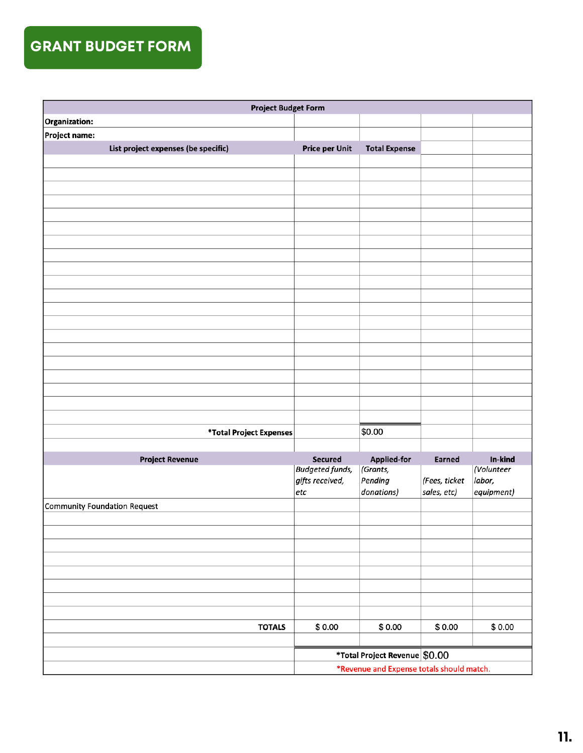# GRANT BUDGET FORM

| Project Budget Form | | | | |
|---|---|---|---|---|
| **Organization:** | | | | |
| **Project name:** | | | | |
| **List project expenses (be specific)** | **Price per Unit** | **Total Expense** | | |
| | | | | |
| | | | | |
| | | | | |
| | | | | |
| | | | | |
| | | | | |
| | | | | |
| | | | | |
| | | | | |
| | | | | |
| | | | | |
| | | | | |
| | | | | |
| | | | | |
| | | | | |
| | | | | |
| | | | | |
| | | | | |
| | | | | |
| | | | | |
| **\*Total Project Expenses** | | $0.00 | | |
| | | | | |
| **Project Revenue** | **Secured** *Budgeted funds, gifts received, etc* | **Applied-for** *(Grants, Pending donations)* | **Earned** *(Fees, ticket sales, etc)* | **In-kind** *(Volunteer labor, equipment)* |
| Community Foundation Request | | | | |
| | | | | |
| | | | | |
| | | | | |
| | | | | |
| | | | | |
| | | | | |
| | | | | |
| | | | | |
| **TOTALS** | $ 0.00 | $ 0.00 | $ 0.00 | $ 0.00 |
| | | | | |
| | **\*Total Project Revenue** | | $0.00 | |
| | *Revenue and Expense totals should match. | | | |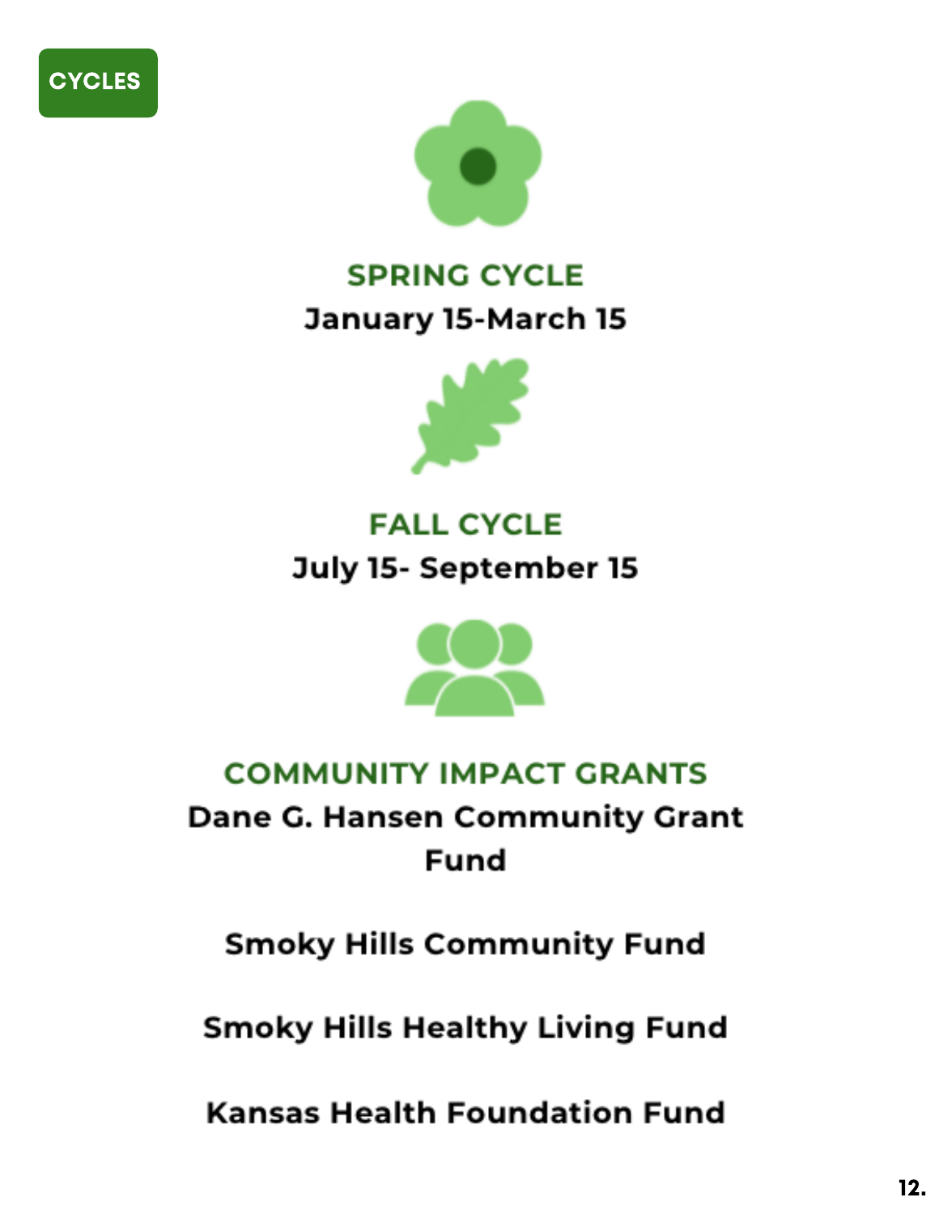# CYCLES

## SPRING CYCLE

**January 15-March 15**

## FALL CYCLE

**July 15- September 15**

## COMMUNITY IMPACT GRANTS

**Dane G. Hansen Community Grant Fund**

**Smoky Hills Community Fund**

**Smoky Hills Healthy Living Fund**

**Kansas Health Foundation Fund**